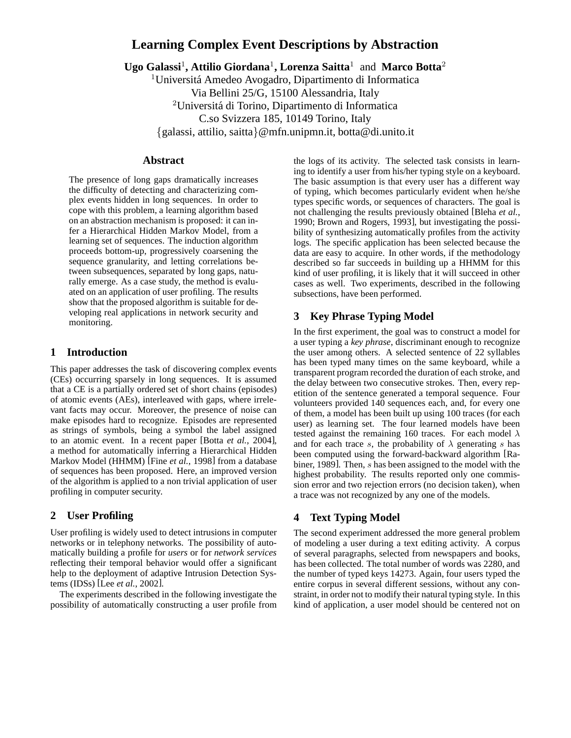# Learning Complex Event Descriptions by Abstraction

**Ugo Galassi**[1]**, Attilio Giordana**[1]**, Lorenza Saitta**[1] and **Marco Botta**[2]

[1]Universitá Amedeo Avogadro, Dipartimento di Informatica
Via Bellini 25/G, 15100 Alessandria, Italy

[2]Universitá di Torino, Dipartimento di Informatica
C.so Svizzera 185, 10149 Torino, Italy

{galassi, attilio, saitta}@mfn.unipmn.it, botta@di.unito.it

## Abstract

The presence of long gaps dramatically increases the difficulty of detecting and characterizing complex events hidden in long sequences. In order to cope with this problem, a learning algorithm based on an abstraction mechanism is proposed: it can infer a Hierarchical Hidden Markov Model, from a learning set of sequences. The induction algorithm proceeds bottom-up, progressively coarsening the sequence granularity, and letting correlations between subsequences, separated by long gaps, naturally emerge. As a case study, the method is evaluated on an application of user profiling. The results show that the proposed algorithm is suitable for developing real applications in network security and monitoring.

## 1 Introduction

This paper addresses the task of discovering complex events (CEs) occurring sparsely in long sequences. It is assumed that a CE is a partially ordered set of short chains (episodes) of atomic events (AEs), interleaved with gaps, where irrelevant facts may occur. Moreover, the presence of noise can make episodes hard to recognize. Episodes are represented as strings of symbols, being a symbol the label assigned to an atomic event. In a recent paper [Botta *et al.*, 2004], a method for automatically inferring a Hierarchical Hidden Markov Model (HHMM) [Fine *et al.*, 1998] from a database of sequences has been proposed. Here, an improved version of the algorithm is applied to a non trivial application of user profiling in computer security.

## 2 User Profiling

User profiling is widely used to detect intrusions in computer networks or in telephony networks. The possibility of automatically building a profile for *users* or for *network services* reflecting their temporal behavior would offer a significant help to the deployment of adaptive Intrusion Detection Systems (IDSs) [Lee *et al.*, 2002].

The experiments described in the following investigate the possibility of automatically constructing a user profile from the logs of its activity. The selected task consists in learning to identify a user from his/her typing style on a keyboard. The basic assumption is that every user has a different way of typing, which becomes particularly evident when he/she types specific words, or sequences of characters. The goal is not challenging the results previously obtained [Bleha *et al.*, 1990; Brown and Rogers, 1993], but investigating the possibility of synthesizing automatically profiles from the activity logs. The specific application has been selected because the data are easy to acquire. In other words, if the methodology described so far succeeds in building up a HHMM for this kind of user profiling, it is likely that it will succeed in other cases as well. Two experiments, described in the following subsections, have been performed.

## 3 Key Phrase Typing Model

In the first experiment, the goal was to construct a model for a user typing a *key phrase*, discriminant enough to recognize the user among others. A selected sentence of 22 syllables has been typed many times on the same keyboard, while a transparent program recorded the duration of each stroke, and the delay between two consecutive strokes. Then, every repetition of the sentence generated a temporal sequence. Four volunteers provided 140 sequences each, and, for every one of them, a model has been built up using 100 traces (for each user) as learning set. The four learned models have been tested against the remaining 160 traces. For each model $\lambda$ and for each trace $s$, the probability of $\lambda$ generating $s$ has been computed using the forward-backward algorithm [Rabiner, 1989]. Then, $s$ has been assigned to the model with the highest probability. The results reported only one commission error and two rejection errors (no decision taken), when a trace was not recognized by any one of the models.

## 4 Text Typing Model

The second experiment addressed the more general problem of modeling a user during a text editing activity. A corpus of several paragraphs, selected from newspapers and books, has been collected. The total number of words was 2280, and the number of typed keys 14273. Again, four users typed the entire corpus in several different sessions, without any constraint, in order not to modify their natural typing style. In this kind of application, a user model should be centered not on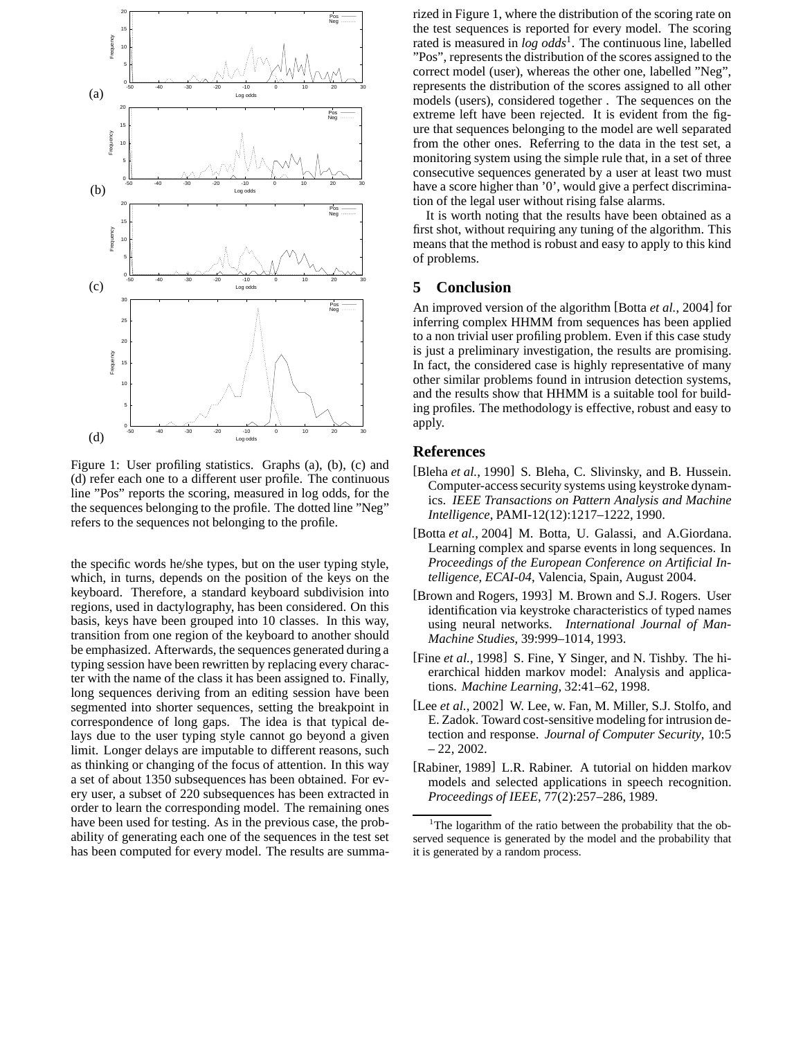(a)

20
15
10
5
0
-50 -40 -30 -20 -10 0 10 20 30
Frequency
Log odds
Pos
Neg

(b)

20
15
10
5
0
-50 -40 -30 -20 -10 0 10 20 30
Frequency
Log odds
Pos
Neg

(c)

20
15
10
5
0
-50 -40 -30 -20 -10 0 10 20 30
Frequency
Log odds
Pos
Neg

(d)

30
25
20
15
10
5
0
-50 -40 -30 -20 -10 0 10 20 30
Frequency
Log odds
Pos
Neg

Figure 1: User profiling statistics. Graphs (a), (b), (c) and (d) refer each one to a different user profile. The continuous line "Pos" reports the scoring, measured in log odds, for the the sequences belonging to the profile. The dotted line "Neg" refers to the sequences not belonging to the profile.

the specific words he/she types, but on the user typing style, which, in turns, depends on the position of the keys on the keyboard. Therefore, a standard keyboard subdivision into regions, used in dactylography, has been considered. On this basis, keys have been grouped into 10 classes. In this way, transition from one region of the keyboard to another should be emphasized. Afterwards, the sequences generated during a typing session have been rewritten by replacing every character with the name of the class it has been assigned to. Finally, long sequences deriving from an editing session have been segmented into shorter sequences, setting the breakpoint in correspondence of long gaps. The idea is that typical delays due to the user typing style cannot go beyond a given limit. Longer delays are imputable to different reasons, such as thinking or changing of the focus of attention. In this way a set of about 1350 subsequences has been obtained. For every user, a subset of 220 subsequences has been extracted in order to learn the corresponding model. The remaining ones have been used for testing. As in the previous case, the probability of generating each one of the sequences in the test set has been computed for every model. The results are summarized in Figure 1, where the distribution of the scoring rate on the test sequences is reported for every model. The scoring rated is measured in *log odds*[1]. The continuous line, labelled "Pos", represents the distribution of the scores assigned to the correct model (user), whereas the other one, labelled "Neg", represents the distribution of the scores assigned to all other models (users), considered together . The sequences on the extreme left have been rejected. It is evident from the figure that sequences belonging to the model are well separated from the other ones. Referring to the data in the test set, a monitoring system using the simple rule that, in a set of three consecutive sequences generated by a user at least two must have a score higher than '0', would give a perfect discrimination of the legal user without rising false alarms.

It is worth noting that the results have been obtained as a first shot, without requiring any tuning of the algorithm. This means that the method is robust and easy to apply to this kind of problems.

## 5 Conclusion

An improved version of the algorithm [Botta *et al.*, 2004] for inferring complex HHMM from sequences has been applied to a non trivial user profiling problem. Even if this case study is just a preliminary investigation, the results are promising. In fact, the considered case is highly representative of many other similar problems found in intrusion detection systems, and the results show that HHMM is a suitable tool for building profiles. The methodology is effective, robust and easy to apply.

## References

[Bleha *et al.*, 1990] S. Bleha, C. Slivinsky, and B. Hussein. Computer-access security systems using keystroke dynamics. *IEEE Transactions on Pattern Analysis and Machine Intelligence*, PAMI-12(12):1217–1222, 1990.

[Botta *et al.*, 2004] M. Botta, U. Galassi, and A.Giordana. Learning complex and sparse events in long sequences. In *Proceedings of the European Conference on Artificial Intelligence, ECAI-04*, Valencia, Spain, August 2004.

[Brown and Rogers, 1993] M. Brown and S.J. Rogers. User identification via keystroke characteristics of typed names using neural networks. *International Journal of Man-Machine Studies*, 39:999–1014, 1993.

[Fine *et al.*, 1998] S. Fine, Y Singer, and N. Tishby. The hierarchical hidden markov model: Analysis and applications. *Machine Learning*, 32:41–62, 1998.

[Lee *et al.*, 2002] W. Lee, w. Fan, M. Miller, S.J. Stolfo, and E. Zadok. Toward cost-sensitive modeling for intrusion detection and response. *Journal of Computer Security*, 10:5 – 22, 2002.

[Rabiner, 1989] L.R. Rabiner. A tutorial on hidden markov models and selected applications in speech recognition. *Proceedings of IEEE*, 77(2):257–286, 1989.

[1] The logarithm of the ratio between the probability that the observed sequence is generated by the model and the probability that it is generated by a random process.